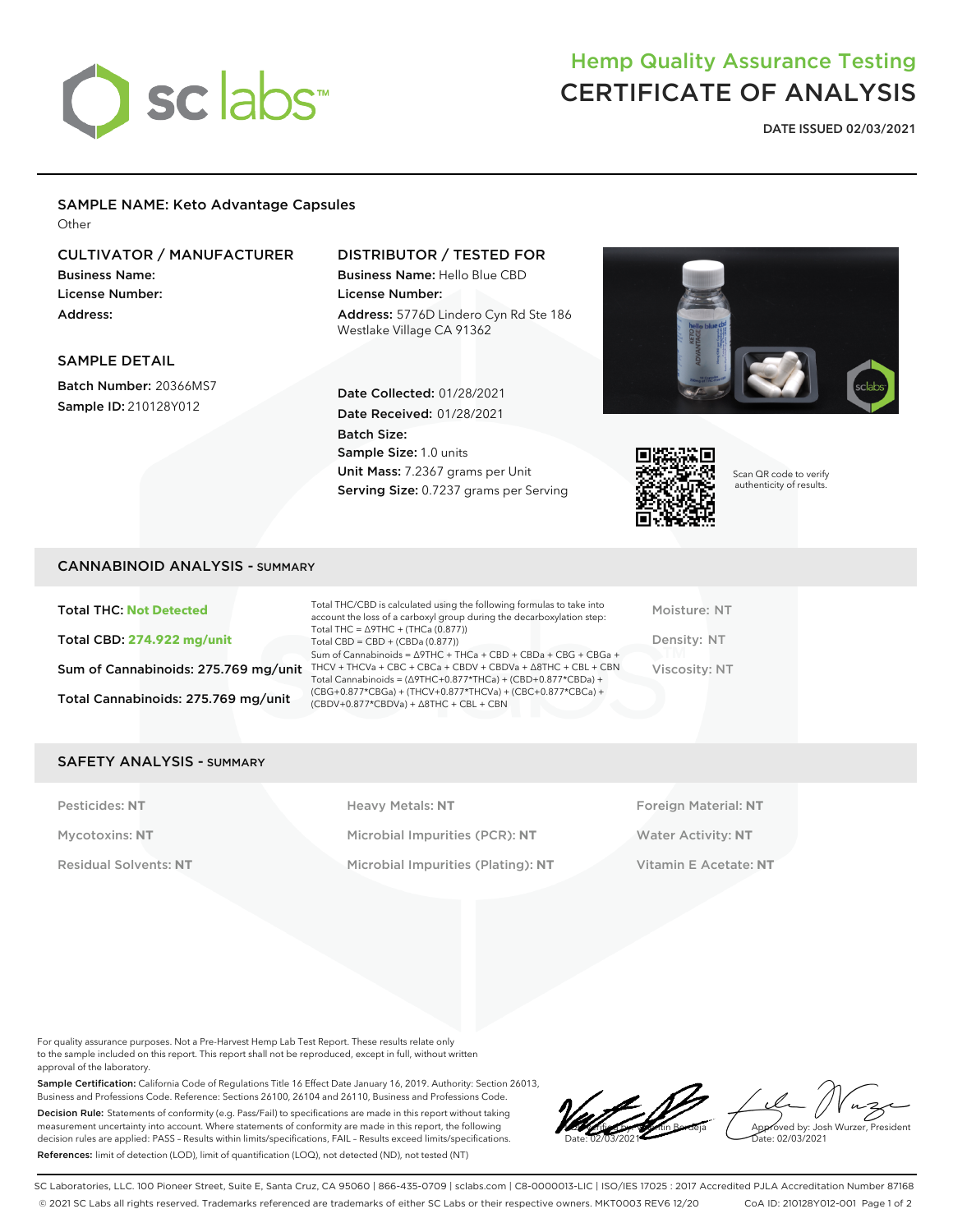# Hemp Quality Assurance Testing
# CERTIFICATE OF ANALYSIS

**DATE ISSUED 02/03/2021**

## SAMPLE NAME: Keto Advantage Capsules

Other

### CULTIVATOR / MANUFACTURER

**Business Name:**
**License Number:**
**Address:**

### DISTRIBUTOR / TESTED FOR

**Business Name:** Hello Blue CBD
**License Number:**
**Address:** 5776D Lindero Cyn Rd Ste 186 Westlake Village CA 91362

### SAMPLE DETAIL

**Batch Number:** 20366MS7
**Sample ID:** 210128Y012

**Date Collected:** 01/28/2021
**Date Received:** 01/28/2021
**Batch Size:**
**Sample Size:** 1.0 units
**Unit Mass:** 7.2367 grams per Unit
**Serving Size:** 0.7237 grams per Serving

Scan QR code to verify authenticity of results.

## CANNABINOID ANALYSIS - SUMMARY

**Total THC: Not Detected**

**Total CBD: 274.922 mg/unit**

**Sum of Cannabinoids: 275.769 mg/unit**

**Total Cannabinoids: 275.769 mg/unit**

Total THC/CBD is calculated using the following formulas to take into account the loss of a carboxyl group during the decarboxylation step:
Total THC = Δ9THC + (THCa (0.877))
Total CBD = CBD + (CBDa (0.877))
Sum of Cannabinoids = Δ9THC + THCa + CBD + CBDa + CBG + CBGa + THCV + THCVa + CBC + CBCa + CBDV + CBDVa + Δ8THC + CBL + CBN
Total Cannabinoids = (Δ9THC+0.877*THCa) + (CBD+0.877*CBDa) + (CBG+0.877*CBGa) + (THCV+0.877*THCVa) + (CBC+0.877*CBCa) + (CBDV+0.877*CBDVa) + Δ8THC + CBL + CBN

Moisture: NT
Density: NT
Viscosity: NT

## SAFETY ANALYSIS - SUMMARY

| | | |
|---|---|---|
| Pesticides: **NT** | Heavy Metals: **NT** | Foreign Material: **NT** |
| Mycotoxins: **NT** | Microbial Impurities (PCR): **NT** | Water Activity: **NT** |
| Residual Solvents: **NT** | Microbial Impurities (Plating): **NT** | Vitamin E Acetate: **NT** |

For quality assurance purposes. Not a Pre-Harvest Hemp Lab Test Report. These results relate only to the sample included on this report. This report shall not be reproduced, except in full, without written approval of the laboratory.

**Sample Certification:** California Code of Regulations Title 16 Effect Date January 16, 2019. Authority: Section 26013, Business and Professions Code. Reference: Sections 26100, 26104 and 26110, Business and Professions Code.

**Decision Rule:** Statements of conformity (e.g. Pass/Fail) to specifications are made in this report without taking measurement uncertainty into account. Where statements of conformity are made in this report, the following decision rules are applied: PASS – Results within limits/specifications, FAIL – Results exceed limits/specifications.

**References:** limit of detection (LOD), limit of quantification (LOQ), not detected (ND), not tested (NT)

Verified by: Valentin Berdeja
Date: 02/03/2021

Approved by: Josh Wurzer, President
Date: 02/03/2021

SC Laboratories, LLC. 100 Pioneer Street, Suite E, Santa Cruz, CA 95060 | 866-435-0709 | sclabs.com | C8-0000013-LIC | ISO/IES 17025 : 2017 Accredited PJLA Accreditation Number 87168
© 2021 SC Labs all rights reserved. Trademarks referenced are trademarks of either SC Labs or their respective owners. MKT0003 REV6 12/20 CoA ID: 210128Y012-001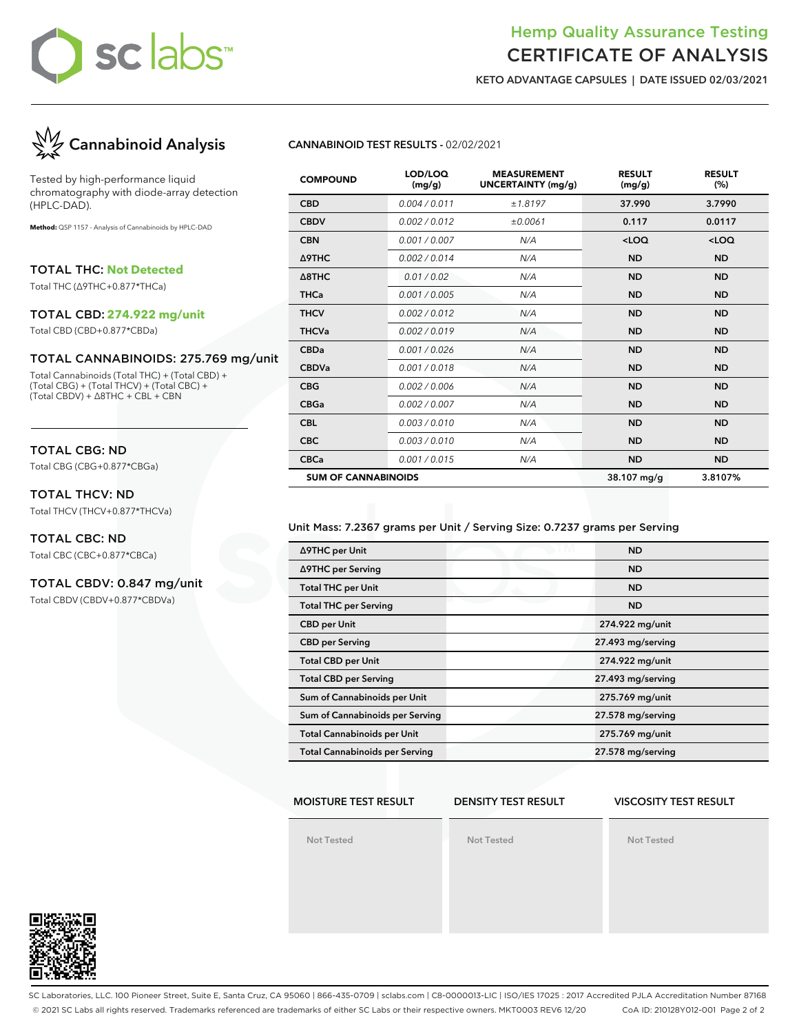# Hemp Quality Assurance Testing
# CERTIFICATE OF ANALYSIS

**KETO ADVANTAGE CAPSULES | DATE ISSUED 02/03/2021**

## Cannabinoid Analysis

Tested by high-performance liquid chromatography with diode-array detection (HPLC-DAD).

**Method:** QSP 1157 - Analysis of Cannabinoids by HPLC-DAD

### TOTAL THC: Not Detected

Total THC (Δ9THC+0.877*THCa)

### TOTAL CBD: 274.922 mg/unit

Total CBD (CBD+0.877*CBDa)

### TOTAL CANNABINOIDS: 275.769 mg/unit

Total Cannabinoids (Total THC) + (Total CBD) + (Total CBG) + (Total THCV) + (Total CBC) + (Total CBDV) + Δ8THC + CBL + CBN

### TOTAL CBG: ND

Total CBG (CBG+0.877*CBGa)

### TOTAL THCV: ND

Total THCV (THCV+0.877*THCVa)

### TOTAL CBC: ND

Total CBC (CBC+0.877*CBCa)

### TOTAL CBDV: 0.847 mg/unit

Total CBDV (CBDV+0.877*CBDVa)

**CANNABINOID TEST RESULTS** - 02/02/2021

| COMPOUND | LOD/LOQ (mg/g) | MEASUREMENT UNCERTAINTY (mg/g) | RESULT (mg/g) | RESULT (%) |
|---|---|---|---|---|
| CBD | 0.004 / 0.011 | ±1.8197 | 37.990 | 3.7990 |
| CBDV | 0.002 / 0.012 | ±0.0061 | 0.117 | 0.0117 |
| CBN | 0.001 / 0.007 | N/A | <LOQ | <LOQ |
| Δ9THC | 0.002 / 0.014 | N/A | ND | ND |
| Δ8THC | 0.01 / 0.02 | N/A | ND | ND |
| THCa | 0.001 / 0.005 | N/A | ND | ND |
| THCV | 0.002 / 0.012 | N/A | ND | ND |
| THCVa | 0.002 / 0.019 | N/A | ND | ND |
| CBDa | 0.001 / 0.026 | N/A | ND | ND |
| CBDVa | 0.001 / 0.018 | N/A | ND | ND |
| CBG | 0.002 / 0.006 | N/A | ND | ND |
| CBGa | 0.002 / 0.007 | N/A | ND | ND |
| CBL | 0.003 / 0.010 | N/A | ND | ND |
| CBC | 0.003 / 0.010 | N/A | ND | ND |
| CBCa | 0.001 / 0.015 | N/A | ND | ND |
| **SUM OF CANNABINOIDS** | | | 38.107 mg/g | 3.8107% |

Unit Mass: 7.2367 grams per Unit / Serving Size: 0.7237 grams per Serving

| | |
|---|---|
| Δ9THC per Unit | ND |
| Δ9THC per Serving | ND |
| Total THC per Unit | ND |
| Total THC per Serving | ND |
| CBD per Unit | 274.922 mg/unit |
| CBD per Serving | 27.493 mg/serving |
| Total CBD per Unit | 274.922 mg/unit |
| Total CBD per Serving | 27.493 mg/serving |
| Sum of Cannabinoids per Unit | 275.769 mg/unit |
| Sum of Cannabinoids per Serving | 27.578 mg/serving |
| Total Cannabinoids per Unit | 275.769 mg/unit |
| Total Cannabinoids per Serving | 27.578 mg/serving |

| MOISTURE TEST RESULT | DENSITY TEST RESULT | VISCOSITY TEST RESULT |
|---|---|---|
| Not Tested | Not Tested | Not Tested |

SC Laboratories, LLC. 100 Pioneer Street, Suite E, Santa Cruz, CA 95060 | 866-435-0709 | sclabs.com | C8-0000013-LIC | ISO/IES 17025 : 2017 Accredited PJLA Accreditation Number 87168

© 2021 SC Labs all rights reserved. Trademarks referenced are trademarks of either SC Labs or their respective owners. MKT0003 REV6 12/20 CoA ID: 210128Y012-001